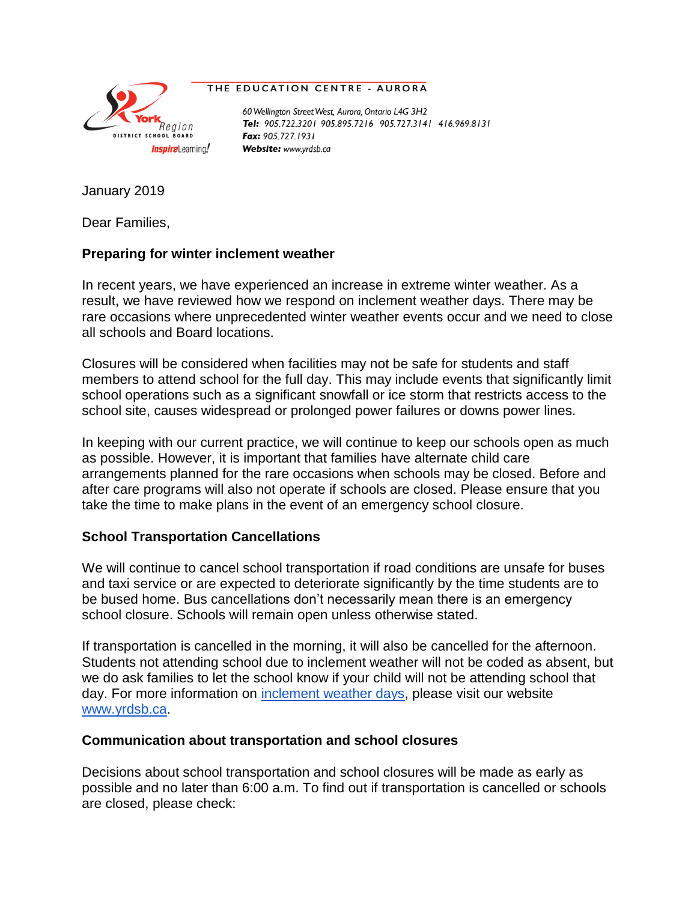THE EDUCATION CENTRE - AURORA

60 Wellington Street West, Aurora, Ontario L4G 3H2
**Tel:** 905.722.3201 905.895.7216 905.727.3141 416.969.8131
**Fax:** 905.727.1931
**Website:** www.yrdsb.ca

January 2019

Dear Families,

**Preparing for winter inclement weather**

In recent years, we have experienced an increase in extreme winter weather. As a result, we have reviewed how we respond on inclement weather days. There may be rare occasions where unprecedented winter weather events occur and we need to close all schools and Board locations.

Closures will be considered when facilities may not be safe for students and staff members to attend school for the full day. This may include events that significantly limit school operations such as a significant snowfall or ice storm that restricts access to the school site, causes widespread or prolonged power failures or downs power lines.

In keeping with our current practice, we will continue to keep our schools open as much as possible. However, it is important that families have alternate child care arrangements planned for the rare occasions when schools may be closed. Before and after care programs will also not operate if schools are closed. Please ensure that you take the time to make plans in the event of an emergency school closure.

**School Transportation Cancellations**

We will continue to cancel school transportation if road conditions are unsafe for buses and taxi service or are expected to deteriorate significantly by the time students are to be bused home. Bus cancellations don't necessarily mean there is an emergency school closure. Schools will remain open unless otherwise stated.

If transportation is cancelled in the morning, it will also be cancelled for the afternoon. Students not attending school due to inclement weather will not be coded as absent, but we do ask families to let the school know if your child will not be attending school that day. For more information on inclement weather days, please visit our website www.yrdsb.ca.

**Communication about transportation and school closures**

Decisions about school transportation and school closures will be made as early as possible and no later than 6:00 a.m. To find out if transportation is cancelled or schools are closed, please check: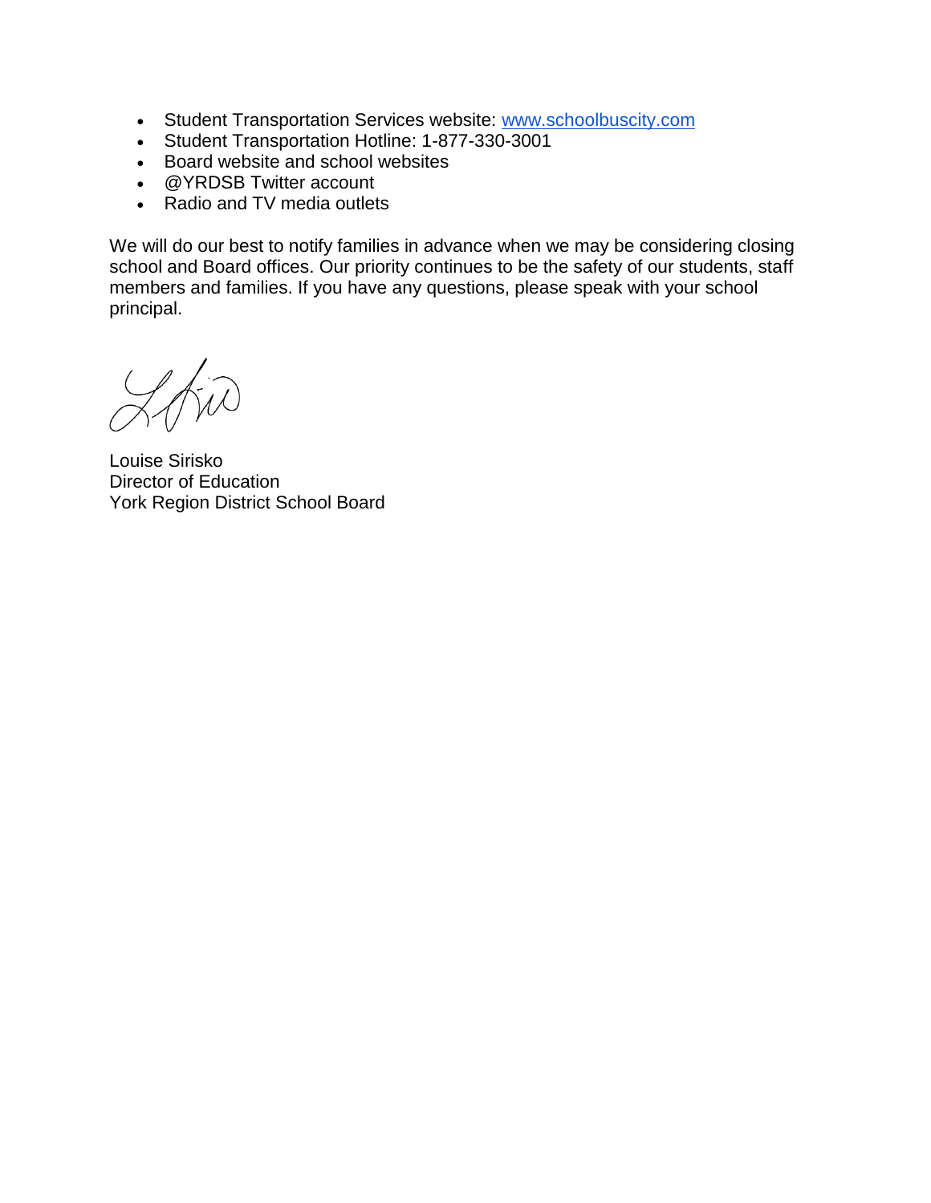- Student Transportation Services website: [www.schoolbuscity.com](http://www.schoolbuscity.com)
- Student Transportation Hotline: 1-877-330-3001
- Board website and school websites
- @YRDSB Twitter account
- Radio and TV media outlets

We will do our best to notify families in advance when we may be considering closing school and Board offices. Our priority continues to be the safety of our students, staff members and families. If you have any questions, please speak with your school principal.

Louise Sirisko
Director of Education
York Region District School Board